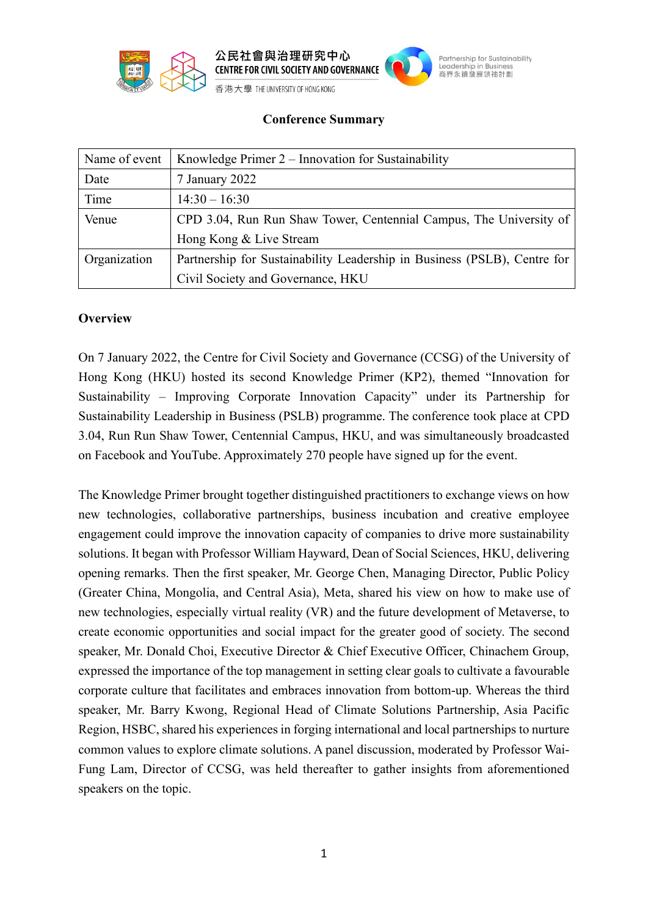公民社會與治理研究中心
CENTRE FOR CIVIL SOCIETY AND GOVERNANCE
香港大學 THE UNIVERSITY OF HONG KONG

Partnership for Sustainability Leadership in Business
商界永續發展領袖計劃

## Conference Summary

| Name of event | Knowledge Primer 2 – Innovation for Sustainability |
|---|---|
| Date | 7 January 2022 |
| Time | 14:30 – 16:30 |
| Venue | CPD 3.04, Run Run Shaw Tower, Centennial Campus, The University of Hong Kong & Live Stream |
| Organization | Partnership for Sustainability Leadership in Business (PSLB), Centre for Civil Society and Governance, HKU |

### Overview

On 7 January 2022, the Centre for Civil Society and Governance (CCSG) of the University of Hong Kong (HKU) hosted its second Knowledge Primer (KP2), themed "Innovation for Sustainability – Improving Corporate Innovation Capacity" under its Partnership for Sustainability Leadership in Business (PSLB) programme. The conference took place at CPD 3.04, Run Run Shaw Tower, Centennial Campus, HKU, and was simultaneously broadcasted on Facebook and YouTube. Approximately 270 people have signed up for the event.

The Knowledge Primer brought together distinguished practitioners to exchange views on how new technologies, collaborative partnerships, business incubation and creative employee engagement could improve the innovation capacity of companies to drive more sustainability solutions. It began with Professor William Hayward, Dean of Social Sciences, HKU, delivering opening remarks. Then the first speaker, Mr. George Chen, Managing Director, Public Policy (Greater China, Mongolia, and Central Asia), Meta, shared his view on how to make use of new technologies, especially virtual reality (VR) and the future development of Metaverse, to create economic opportunities and social impact for the greater good of society. The second speaker, Mr. Donald Choi, Executive Director & Chief Executive Officer, Chinachem Group, expressed the importance of the top management in setting clear goals to cultivate a favourable corporate culture that facilitates and embraces innovation from bottom-up. Whereas the third speaker, Mr. Barry Kwong, Regional Head of Climate Solutions Partnership, Asia Pacific Region, HSBC, shared his experiences in forging international and local partnerships to nurture common values to explore climate solutions. A panel discussion, moderated by Professor Wai-Fung Lam, Director of CCSG, was held thereafter to gather insights from aforementioned speakers on the topic.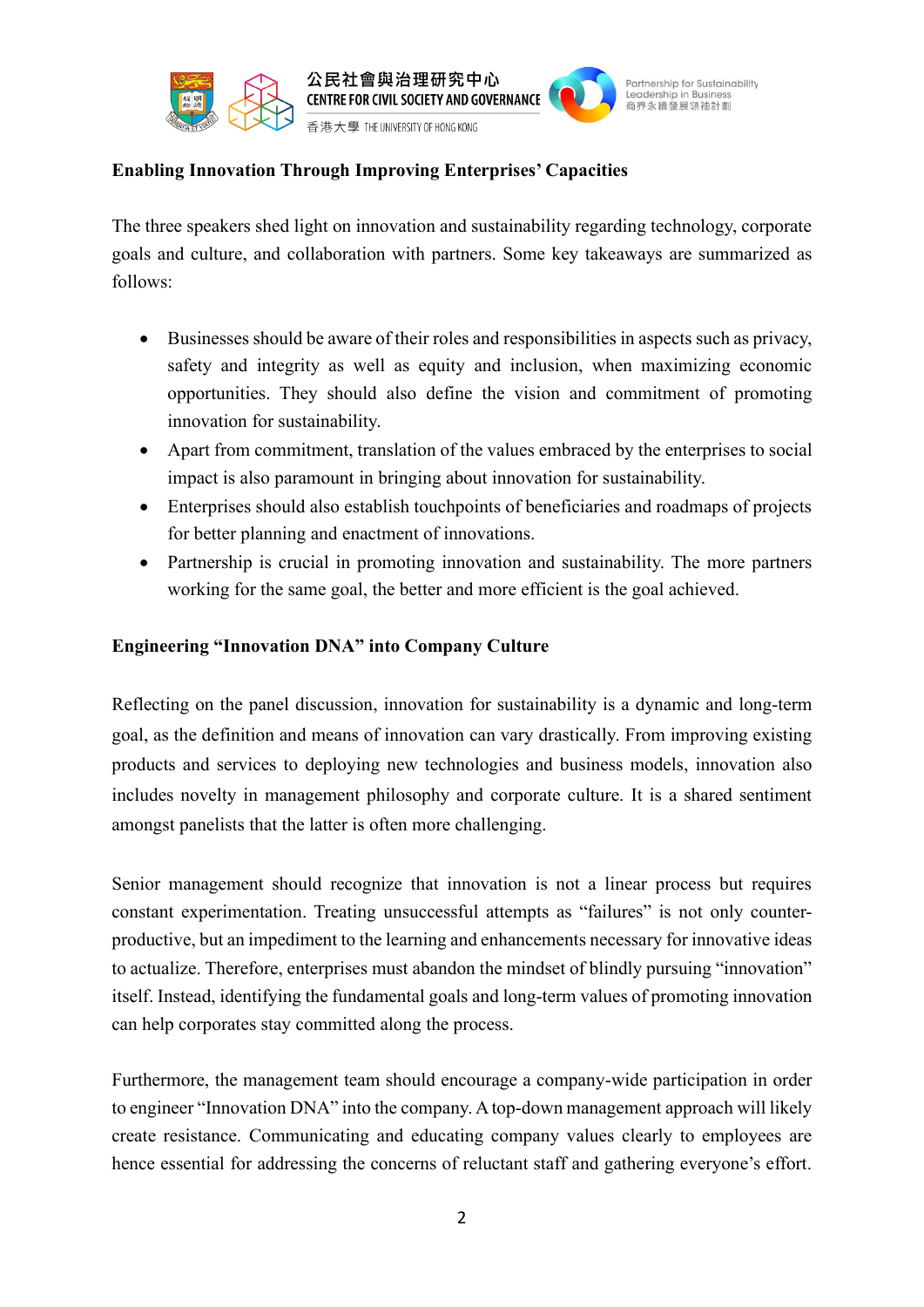**Enabling Innovation Through Improving Enterprises' Capacities**

The three speakers shed light on innovation and sustainability regarding technology, corporate goals and culture, and collaboration with partners. Some key takeaways are summarized as follows:

- Businesses should be aware of their roles and responsibilities in aspects such as privacy, safety and integrity as well as equity and inclusion, when maximizing economic opportunities. They should also define the vision and commitment of promoting innovation for sustainability.
- Apart from commitment, translation of the values embraced by the enterprises to social impact is also paramount in bringing about innovation for sustainability.
- Enterprises should also establish touchpoints of beneficiaries and roadmaps of projects for better planning and enactment of innovations.
- Partnership is crucial in promoting innovation and sustainability. The more partners working for the same goal, the better and more efficient is the goal achieved.

**Engineering "Innovation DNA" into Company Culture**

Reflecting on the panel discussion, innovation for sustainability is a dynamic and long-term goal, as the definition and means of innovation can vary drastically. From improving existing products and services to deploying new technologies and business models, innovation also includes novelty in management philosophy and corporate culture. It is a shared sentiment amongst panelists that the latter is often more challenging.

Senior management should recognize that innovation is not a linear process but requires constant experimentation. Treating unsuccessful attempts as "failures" is not only counter-productive, but an impediment to the learning and enhancements necessary for innovative ideas to actualize. Therefore, enterprises must abandon the mindset of blindly pursuing "innovation" itself. Instead, identifying the fundamental goals and long-term values of promoting innovation can help corporates stay committed along the process.

Furthermore, the management team should encourage a company-wide participation in order to engineer "Innovation DNA" into the company. A top-down management approach will likely create resistance. Communicating and educating company values clearly to employees are hence essential for addressing the concerns of reluctant staff and gathering everyone's effort.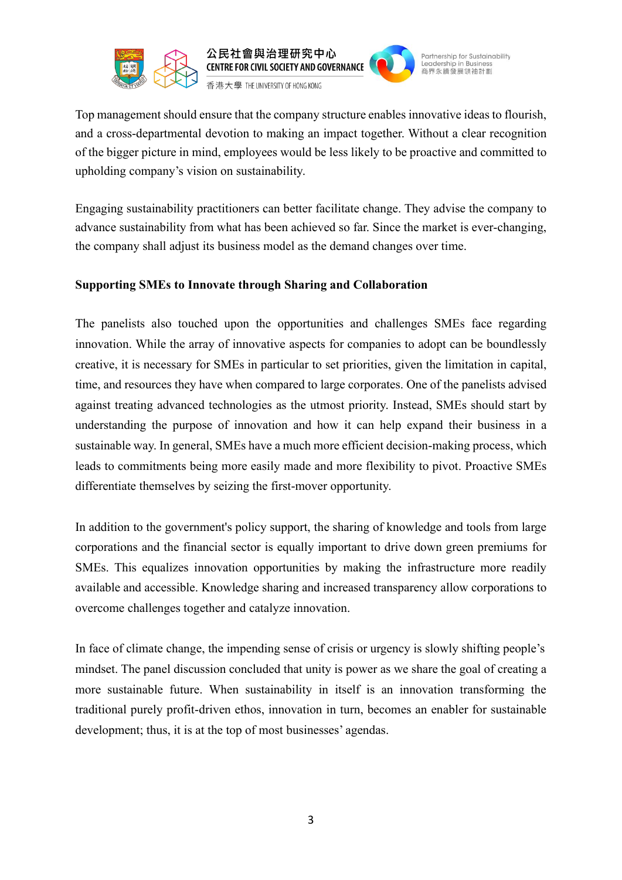Top management should ensure that the company structure enables innovative ideas to flourish, and a cross-departmental devotion to making an impact together. Without a clear recognition of the bigger picture in mind, employees would be less likely to be proactive and committed to upholding company's vision on sustainability.

Engaging sustainability practitioners can better facilitate change. They advise the company to advance sustainability from what has been achieved so far. Since the market is ever-changing, the company shall adjust its business model as the demand changes over time.

**Supporting SMEs to Innovate through Sharing and Collaboration**

The panelists also touched upon the opportunities and challenges SMEs face regarding innovation. While the array of innovative aspects for companies to adopt can be boundlessly creative, it is necessary for SMEs in particular to set priorities, given the limitation in capital, time, and resources they have when compared to large corporates. One of the panelists advised against treating advanced technologies as the utmost priority. Instead, SMEs should start by understanding the purpose of innovation and how it can help expand their business in a sustainable way. In general, SMEs have a much more efficient decision-making process, which leads to commitments being more easily made and more flexibility to pivot. Proactive SMEs differentiate themselves by seizing the first-mover opportunity.

In addition to the government's policy support, the sharing of knowledge and tools from large corporations and the financial sector is equally important to drive down green premiums for SMEs. This equalizes innovation opportunities by making the infrastructure more readily available and accessible. Knowledge sharing and increased transparency allow corporations to overcome challenges together and catalyze innovation.

In face of climate change, the impending sense of crisis or urgency is slowly shifting people's mindset. The panel discussion concluded that unity is power as we share the goal of creating a more sustainable future. When sustainability in itself is an innovation transforming the traditional purely profit-driven ethos, innovation in turn, becomes an enabler for sustainable development; thus, it is at the top of most businesses' agendas.